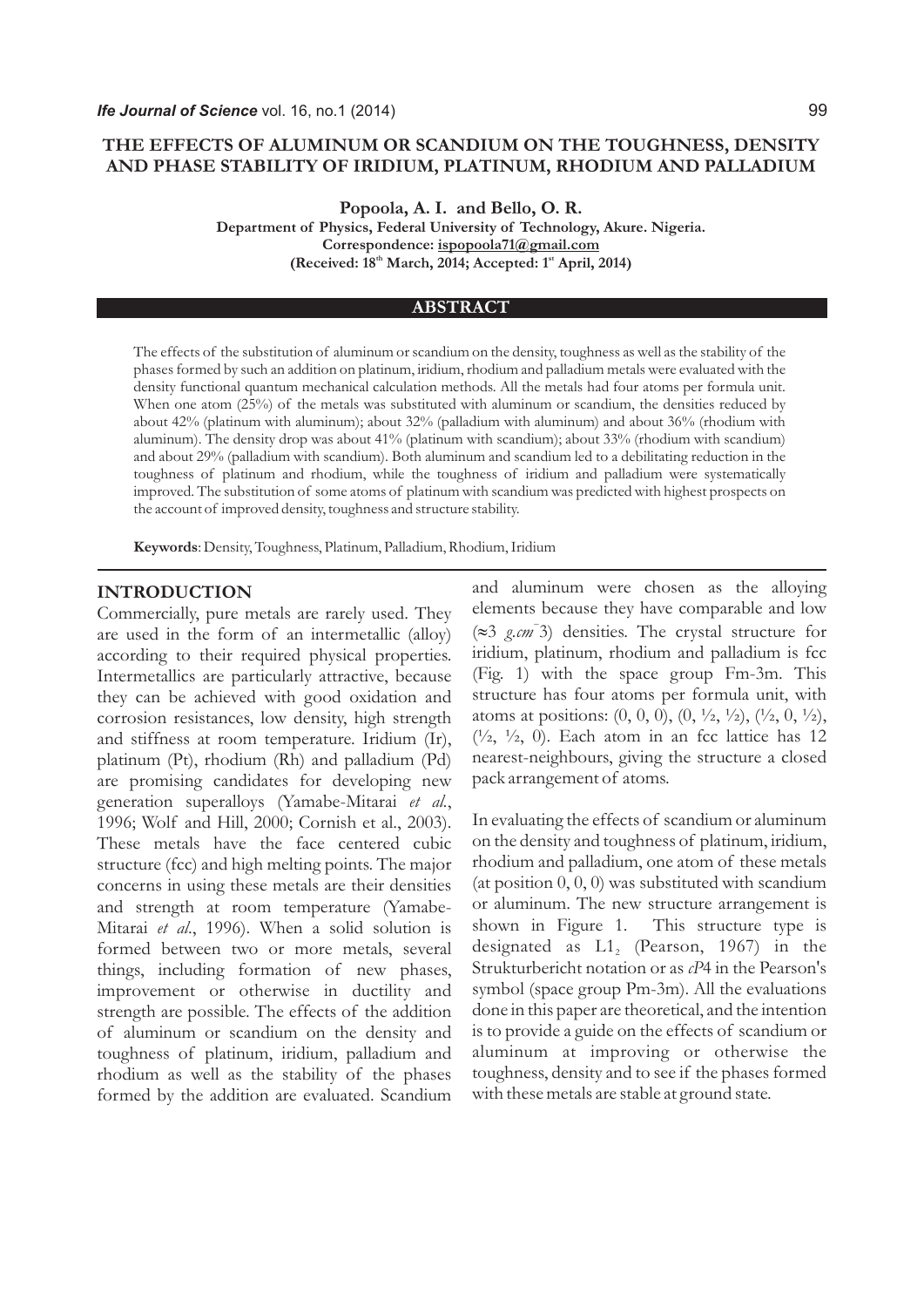# THE EFFECTS OF ALUMINUM OR SCANDIUM ON THE TOUGHNESS, DENSITY AND PHASE STABILITY OF IRIDIUM, PLATINUM, RHODIUM AND PALLADIUM

**Popoola, A. I. and Bello, O. R.**

**Department of Physics, Federal University of Technology, Akure. Nigeria.**
**Correspondence: ispopoola71@gmail.com**
**(Received: 18th March, 2014; Accepted: 1st April, 2014)**

## ABSTRACT

The effects of the substitution of aluminum or scandium on the density, toughness as well as the stability of the phases formed by such an addition on platinum, iridium, rhodium and palladium metals were evaluated with the density functional quantum mechanical calculation methods. All the metals had four atoms per formula unit. When one atom (25%) of the metals was substituted with aluminum or scandium, the densities reduced by about 42% (platinum with aluminum); about 32% (palladium with aluminum) and about 36% (rhodium with aluminum). The density drop was about 41% (platinum with scandium); about 33% (rhodium with scandium) and about 29% (palladium with scandium). Both aluminum and scandium led to a debilitating reduction in the toughness of platinum and rhodium, while the toughness of iridium and palladium were systematically improved. The substitution of some atoms of platinum with scandium was predicted with highest prospects on the account of improved density, toughness and structure stability.

**Keywords**: Density, Toughness, Platinum, Palladium, Rhodium, Iridium

## INTRODUCTION

Commercially, pure metals are rarely used. They are used in the form of an intermetallic (alloy) according to their required physical properties. Intermetallics are particularly attractive, because they can be achieved with good oxidation and corrosion resistances, low density, high strength and stiffness at room temperature. Iridium (Ir), platinum (Pt), rhodium (Rh) and palladium (Pd) are promising candidates for developing new generation superalloys (Yamabe-Mitarai *et al.*, 1996; Wolf and Hill, 2000; Cornish et al., 2003). These metals have the face centered cubic structure (fcc) and high melting points. The major concerns in using these metals are their densities and strength at room temperature (Yamabe-Mitarai *et al.*, 1996). When a solid solution is formed between two or more metals, several things, including formation of new phases, improvement or otherwise in ductility and strength are possible. The effects of the addition of aluminum or scandium on the density and toughness of platinum, iridium, palladium and rhodium as well as the stability of the phases formed by the addition are evaluated. Scandium and aluminum were chosen as the alloying elements because they have comparable and low ($\approx 3$ $g.cm^{-3}$) densities. The crystal structure for iridium, platinum, rhodium and palladium is fcc (Fig. 1) with the space group Fm-3m. This structure has four atoms per formula unit, with atoms at positions: (0, 0, 0), (0, ½, ½), (½, 0, ½), (½, ½, 0). Each atom in an fcc lattice has 12 nearest-neighbours, giving the structure a closed pack arrangement of atoms.

In evaluating the effects of scandium or aluminum on the density and toughness of platinum, iridium, rhodium and palladium, one atom of these metals (at position 0, 0, 0) was substituted with scandium or aluminum. The new structure arrangement is shown in Figure 1. This structure type is designated as $L1_2$ (Pearson, 1967) in the Strukturbericht notation or as *cP*4 in the Pearson's symbol (space group Pm-3m). All the evaluations done in this paper are theoretical, and the intention is to provide a guide on the effects of scandium or aluminum at improving or otherwise the toughness, density and to see if the phases formed with these metals are stable at ground state.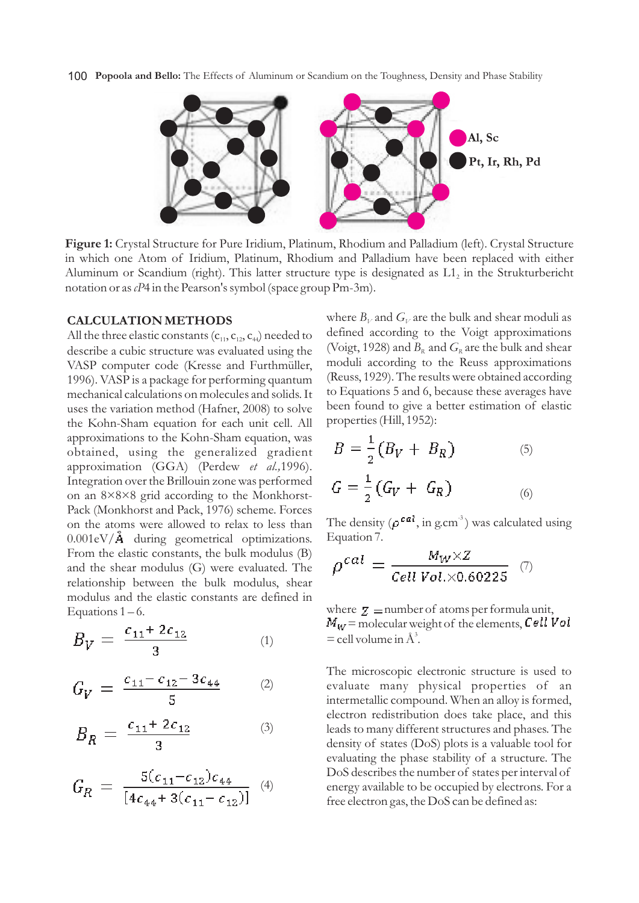Al, Sc

Pt, Ir, Rh, Pd

**Figure 1:** Crystal Structure for Pure Iridium, Platinum, Rhodium and Palladium (left). Crystal Structure in which one Atom of Iridium, Platinum, Rhodium and Palladium have been replaced with either Aluminum or Scandium (right). This latter structure type is designated as $L1_2$ in the Strukturbericht notation or as *cP*4 in the Pearson's symbol (space group Pm-3m).

## CALCULATION METHODS

All the three elastic constants ($c_{11}$, $c_{12}$, $c_{44}$) needed to describe a cubic structure was evaluated using the VASP computer code (Kresse and Furthmüller, 1996). VASP is a package for performing quantum mechanical calculations on molecules and solids. It uses the variation method (Hafner, 2008) to solve the Kohn-Sham equation for each unit cell. All approximations to the Kohn-Sham equation, was obtained, using the generalized gradient approximation (GGA) (Perdew *et al.,*1996). Integration over the Brillouin zone was performed on an 8×8×8 grid according to the Monkhorst-Pack (Monkhorst and Pack, 1976) scheme. Forces on the atoms were allowed to relax to less than 0.001eV/Å during geometrical optimizations. From the elastic constants, the bulk modulus (B) and the shear modulus (G) were evaluated. The relationship between the bulk modulus, shear modulus and the elastic constants are defined in Equations 1 – 6.

$$B_V = \frac{c_{11} + 2c_{12}}{3} \tag{1}$$

$$G_V = \frac{c_{11} - c_{12} - 3c_{44}}{5} \tag{2}$$

$$B_R = \frac{c_{11} + 2c_{12}}{3} \tag{3}$$

$$G_R = \frac{5(c_{11} - c_{12})c_{44}}{[4c_{44} + 3(c_{11} - c_{12})]} \tag{4}$$

where $B_V$ and $G_V$ are the bulk and shear moduli as defined according to the Voigt approximations (Voigt, 1928) and $B_R$ and $G_R$ are the bulk and shear moduli according to the Reuss approximations (Reuss, 1929). The results were obtained according to Equations 5 and 6, because these averages have been found to give a better estimation of elastic properties (Hill, 1952):

$$B = \frac{1}{2}(B_V + B_R) \tag{5}$$

$$G = \frac{1}{2}(G_V + G_R) \tag{6}$$

The density ($\rho^{cal}$, in g.cm$^{-3}$) was calculated using Equation 7.

$$\rho^{cal} = \frac{M_W \times Z}{Cell\ Vol. \times 0.60225} \tag{7}$$

where $Z$ = number of atoms per formula unit, $M_W$ = molecular weight of the elements, $Cell\ Vol$ = cell volume in Å$^3$.

The microscopic electronic structure is used to evaluate many physical properties of an intermetallic compound. When an alloy is formed, electron redistribution does take place, and this leads to many different structures and phases. The density of states (DoS) plots is a valuable tool for evaluating the phase stability of a structure. The DoS describes the number of states per interval of energy available to be occupied by electrons. For a free electron gas, the DoS can be defined as: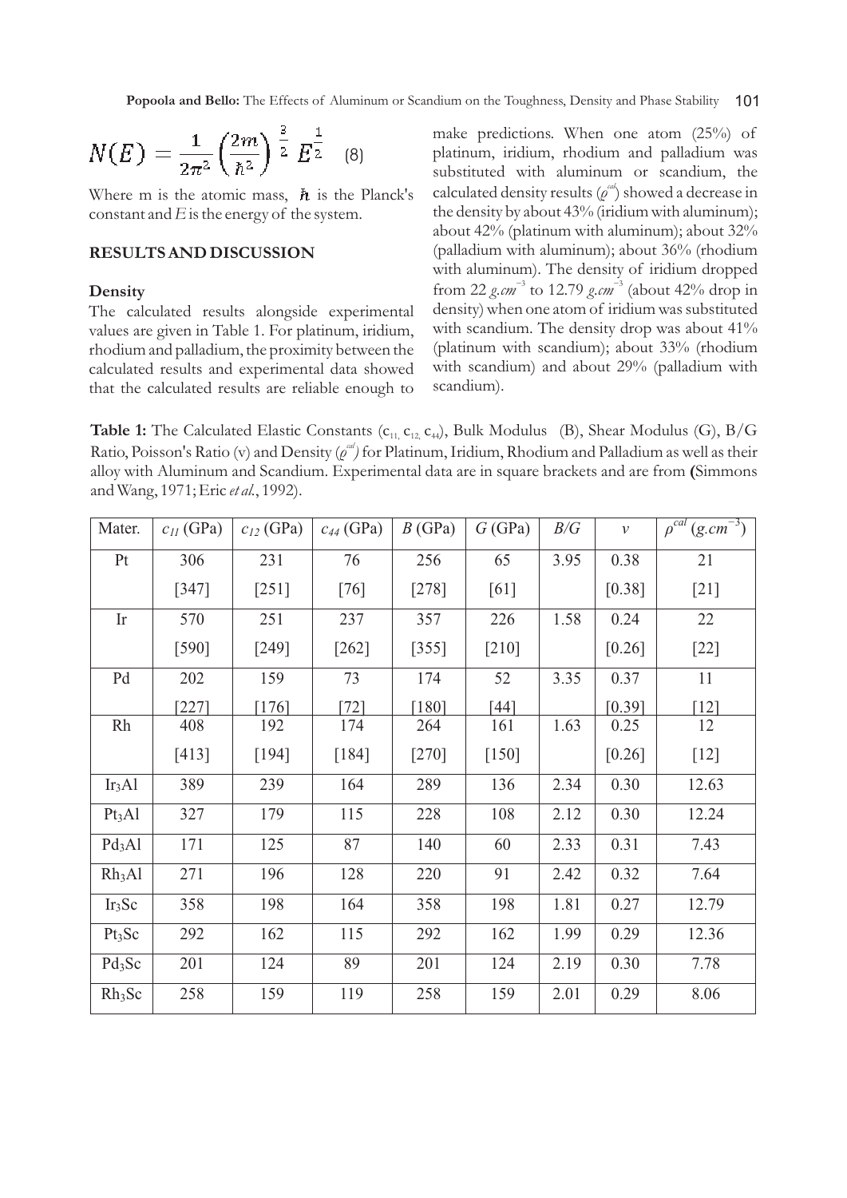$$N(E) = \frac{1}{2\pi^2}\left(\frac{2m}{\hbar^2}\right)^{\frac{3}{2}} E^{\frac{1}{2}} \quad (8)$$

Where m is the atomic mass, $\hbar$ is the Planck's constant and $E$ is the energy of the system.

## RESULTS AND DISCUSSION

### Density

The calculated results alongside experimental values are given in Table 1. For platinum, iridium, rhodium and palladium, the proximity between the calculated results and experimental data showed that the calculated results are reliable enough to make predictions. When one atom (25%) of platinum, iridium, rhodium and palladium was substituted with aluminum or scandium, the calculated density results ($\rho^{cal}$) showed a decrease in the density by about 43% (iridium with aluminum); about 42% (platinum with aluminum); about 32% (palladium with aluminum); about 36% (rhodium with aluminum). The density of iridium dropped from 22 $g.cm^{-3}$ to 12.79 $g.cm^{-3}$ (about 42% drop in density) when one atom of iridium was substituted with scandium. The density drop was about 41% (platinum with scandium); about 33% (rhodium with scandium) and about 29% (palladium with scandium).

**Table 1:** The Calculated Elastic Constants ($c_{11}$, $c_{12}$, $c_{44}$), Bulk Modulus (B), Shear Modulus (G), B/G Ratio, Poisson's Ratio (v) and Density ($\rho^{cal}$) for Platinum, Iridium, Rhodium and Palladium as well as their alloy with Aluminum and Scandium. Experimental data are in square brackets and are from (Simmons and Wang, 1971; Eric *et al.*, 1992).

| Mater. | $c_{11}$ (GPa) | $c_{12}$ (GPa) | $c_{44}$ (GPa) | $B$ (GPa) | $G$ (GPa) | $B/G$ | $v$ | $\rho^{cal}$ ($g.cm^{-3}$) |
|---|---|---|---|---|---|---|---|---|
| Pt | 306 | 231 | 76 | 256 | 65 | 3.95 | 0.38 | 21 |
| | [347] | [251] | [76] | [278] | [61] | | [0.38] | [21] |
| Ir | 570 | 251 | 237 | 357 | 226 | 1.58 | 0.24 | 22 |
| | [590] | [249] | [262] | [355] | [210] | | [0.26] | [22] |
| Pd | 202 | 159 | 73 | 174 | 52 | 3.35 | 0.37 | 11 |
| | [227] | [176] | [72] | [180] | [44] | | [0.39] | [12] |
| Rh | 408 | 192 | 174 | 264 | 161 | 1.63 | 0.25 | 12 |
| | [413] | [194] | [184] | [270] | [150] | | [0.26] | [12] |
| $Ir_3Al$ | 389 | 239 | 164 | 289 | 136 | 2.34 | 0.30 | 12.63 |
| $Pt_3Al$ | 327 | 179 | 115 | 228 | 108 | 2.12 | 0.30 | 12.24 |
| $Pd_3Al$ | 171 | 125 | 87 | 140 | 60 | 2.33 | 0.31 | 7.43 |
| $Rh_3Al$ | 271 | 196 | 128 | 220 | 91 | 2.42 | 0.32 | 7.64 |
| $Ir_3Sc$ | 358 | 198 | 164 | 358 | 198 | 1.81 | 0.27 | 12.79 |
| $Pt_3Sc$ | 292 | 162 | 115 | 292 | 162 | 1.99 | 0.29 | 12.36 |
| $Pd_3Sc$ | 201 | 124 | 89 | 201 | 124 | 2.19 | 0.30 | 7.78 |
| $Rh_3Sc$ | 258 | 159 | 119 | 258 | 159 | 2.01 | 0.29 | 8.06 |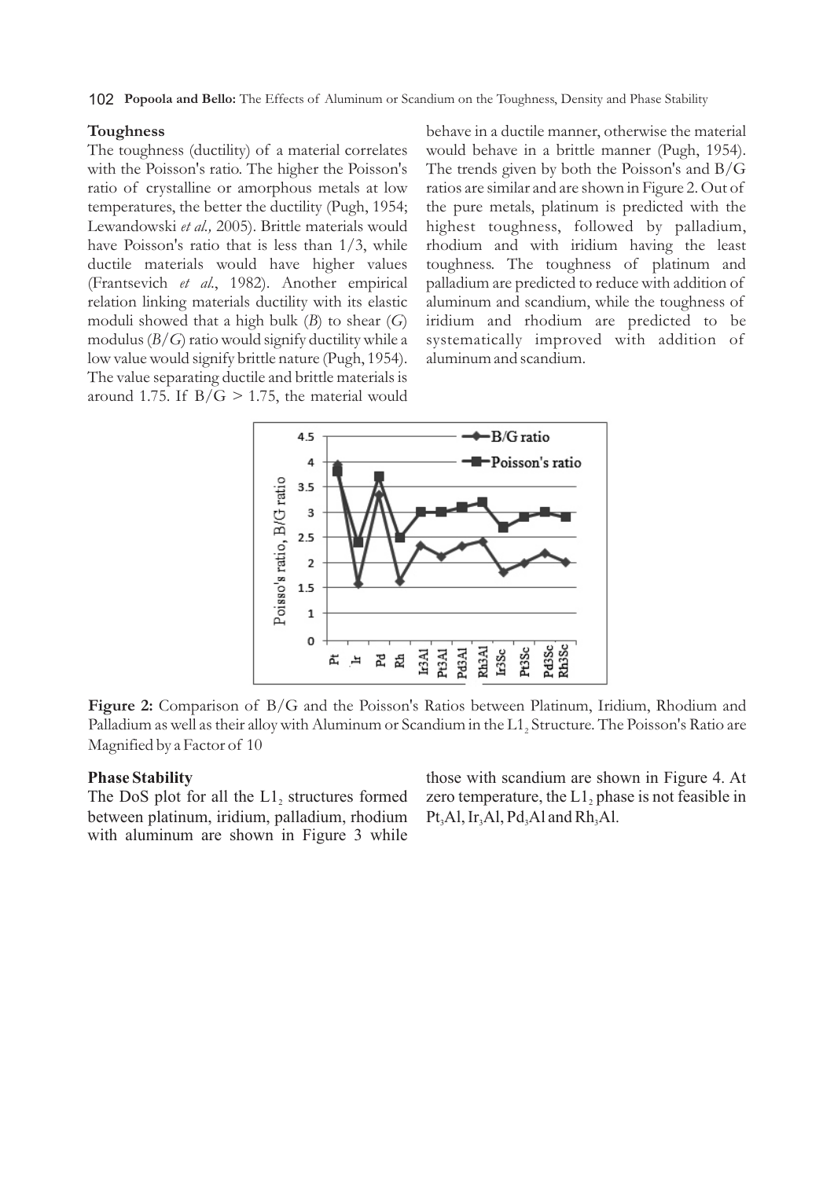### Toughness

The toughness (ductility) of a material correlates with the Poisson's ratio. The higher the Poisson's ratio of crystalline or amorphous metals at low temperatures, the better the ductility (Pugh, 1954; Lewandowski *et al.,* 2005). Brittle materials would have Poisson's ratio that is less than 1/3, while ductile materials would have higher values (Frantsevich *et al.*, 1982). Another empirical relation linking materials ductility with its elastic moduli showed that a high bulk (*B*) to shear (*G*) modulus (*B*/*G*) ratio would signify ductility while a low value would signify brittle nature (Pugh, 1954). The value separating ductile and brittle materials is around 1.75. If B/G > 1.75, the material would behave in a ductile manner, otherwise the material would behave in a brittle manner (Pugh, 1954). The trends given by both the Poisson's and B/G ratios are similar and are shown in Figure 2. Out of the pure metals, platinum is predicted with the highest toughness, followed by palladium, rhodium and with iridium having the least toughness. The toughness of platinum and palladium are predicted to reduce with addition of aluminum and scandium, while the toughness of iridium and rhodium are predicted to be systematically improved with addition of aluminum and scandium.

**Figure 2:** Comparison of B/G and the Poisson's Ratios between Platinum, Iridium, Rhodium and Palladium as well as their alloy with Aluminum or Scandium in the $L1_2$ Structure. The Poisson's Ratio are Magnified by a Factor of 10

### Phase Stability

The DoS plot for all the $L1_2$ structures formed between platinum, iridium, palladium, rhodium with aluminum are shown in Figure 3 while those with scandium are shown in Figure 4. At zero temperature, the $L1_2$ phase is not feasible in $Pt_3Al$, $Ir_3Al$, $Pd_3Al$ and $Rh_3Al$.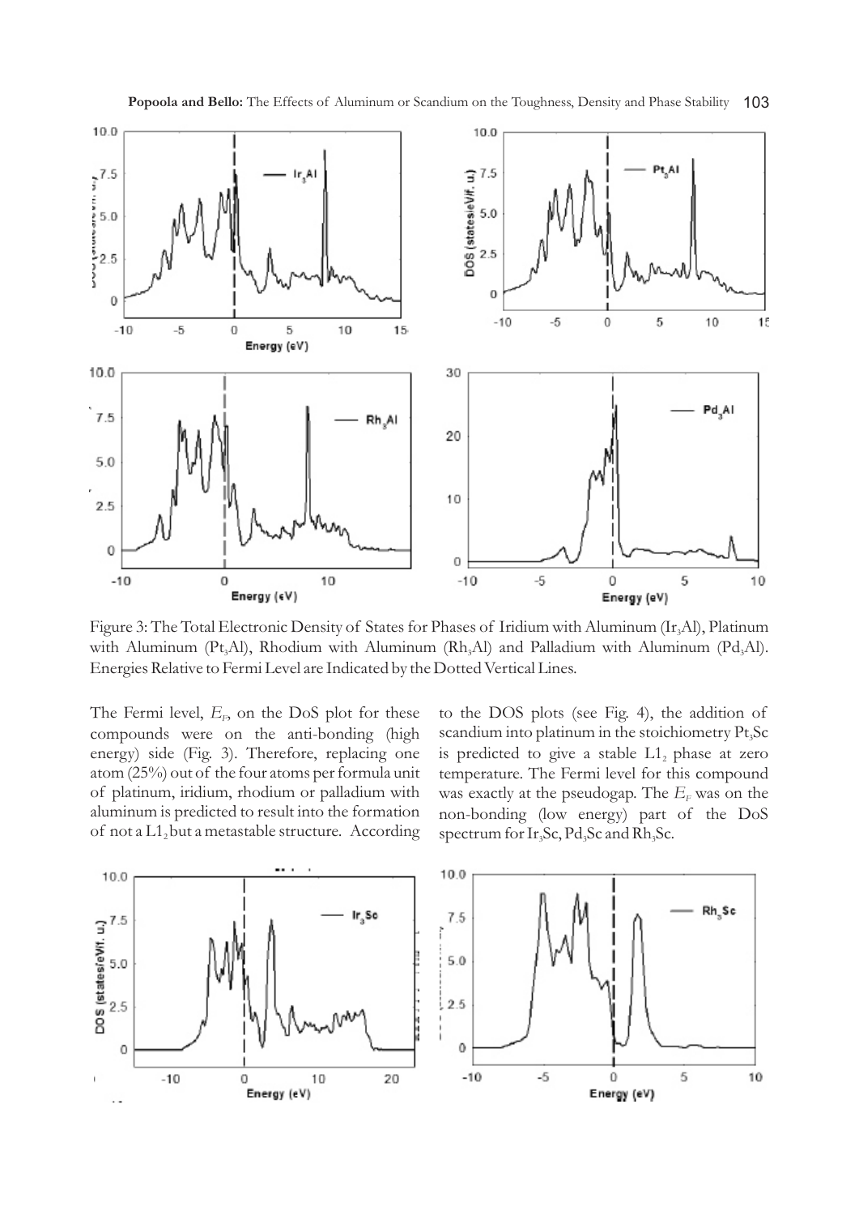Figure 3: The Total Electronic Density of States for Phases of Iridium with Aluminum ($Ir_3Al$), Platinum with Aluminum ($Pt_3Al$), Rhodium with Aluminum ($Rh_3Al$) and Palladium with Aluminum ($Pd_3Al$). Energies Relative to Fermi Level are Indicated by the Dotted Vertical Lines.

The Fermi level, $E_F$, on the DoS plot for these compounds were on the anti-bonding (high energy) side (Fig. 3). Therefore, replacing one atom (25%) out of the four atoms per formula unit of platinum, iridium, rhodium or palladium with aluminum is predicted to result into the formation of not a $L1_2$ but a metastable structure. According to the DOS plots (see Fig. 4), the addition of scandium into platinum in the stoichiometry $Pt_3Sc$ is predicted to give a stable $L1_2$ phase at zero temperature. The Fermi level for this compound was exactly at the pseudogap. The $E_F$ was on the non-bonding (low energy) part of the DoS spectrum for $Ir_3Sc$, $Pd_3Sc$ and $Rh_3Sc$.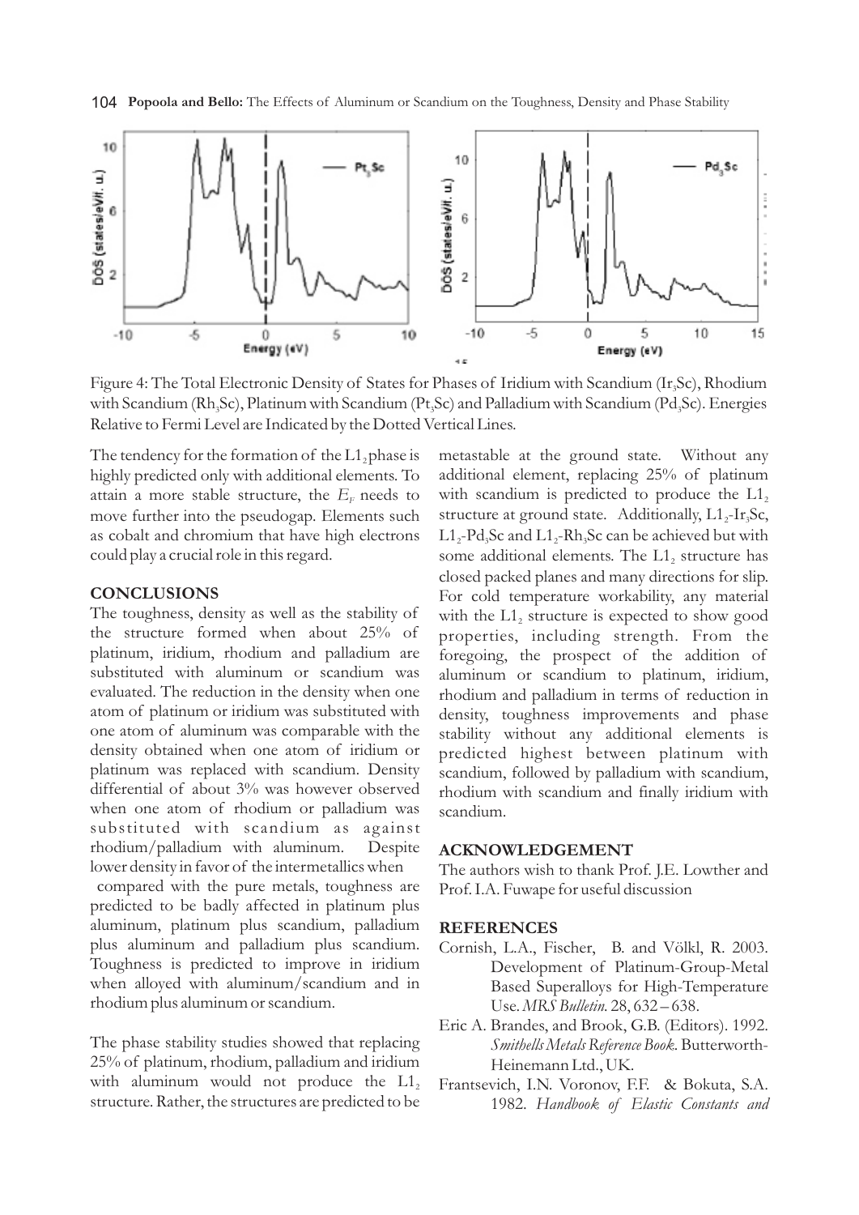Figure 4: The Total Electronic Density of States for Phases of Iridium with Scandium ($Ir_3Sc$), Rhodium with Scandium ($Rh_3Sc$), Platinum with Scandium ($Pt_3Sc$) and Palladium with Scandium ($Pd_3Sc$). Energies Relative to Fermi Level are Indicated by the Dotted Vertical Lines.

The tendency for the formation of the $L1_2$ phase is highly predicted only with additional elements. To attain a more stable structure, the $E_F$ needs to move further into the pseudogap. Elements such as cobalt and chromium that have high electrons could play a crucial role in this regard.

## CONCLUSIONS

The toughness, density as well as the stability of the structure formed when about 25% of platinum, iridium, rhodium and palladium are substituted with aluminum or scandium was evaluated. The reduction in the density when one atom of platinum or iridium was substituted with one atom of aluminum was comparable with the density obtained when one atom of iridium or platinum was replaced with scandium. Density differential of about 3% was however observed when one atom of rhodium or palladium was substituted with scandium as against rhodium/palladium with aluminum. Despite lower density in favor of the intermetallics when compared with the pure metals, toughness are predicted to be badly affected in platinum plus aluminum, platinum plus scandium, palladium plus aluminum and palladium plus scandium. Toughness is predicted to improve in iridium when alloyed with aluminum/scandium and in rhodium plus aluminum or scandium.

The phase stability studies showed that replacing 25% of platinum, rhodium, palladium and iridium with aluminum would not produce the $L1_2$ structure. Rather, the structures are predicted to be metastable at the ground state. Without any additional element, replacing 25% of platinum with scandium is predicted to produce the $L1_2$ structure at ground state. Additionally, $L1_2$-$Ir_3Sc$, $L1_2$-$Pd_3Sc$ and $L1_2$-$Rh_3Sc$ can be achieved but with some additional elements. The $L1_2$ structure has closed packed planes and many directions for slip. For cold temperature workability, any material with the $L1_2$ structure is expected to show good properties, including strength. From the foregoing, the prospect of the addition of aluminum or scandium to platinum, iridium, rhodium and palladium in terms of reduction in density, toughness improvements and phase stability without any additional elements is predicted highest between platinum with scandium, followed by palladium with scandium, rhodium with scandium and finally iridium with scandium.

## ACKNOWLEDGEMENT

The authors wish to thank Prof. J.E. Lowther and Prof. I.A. Fuwape for useful discussion

## REFERENCES

Cornish, L.A., Fischer, B. and Völkl, R. 2003. Development of Platinum-Group-Metal Based Superalloys for High-Temperature Use. *MRS Bulletin*. 28, 632 – 638.

Eric A. Brandes, and Brook, G.B. (Editors). 1992. *Smithells Metals Reference Book*. Butterworth-Heinemann Ltd., UK.

Frantsevich, I.N. Voronov, F.F. & Bokuta, S.A. 1982. *Handbook of Elastic Constants and*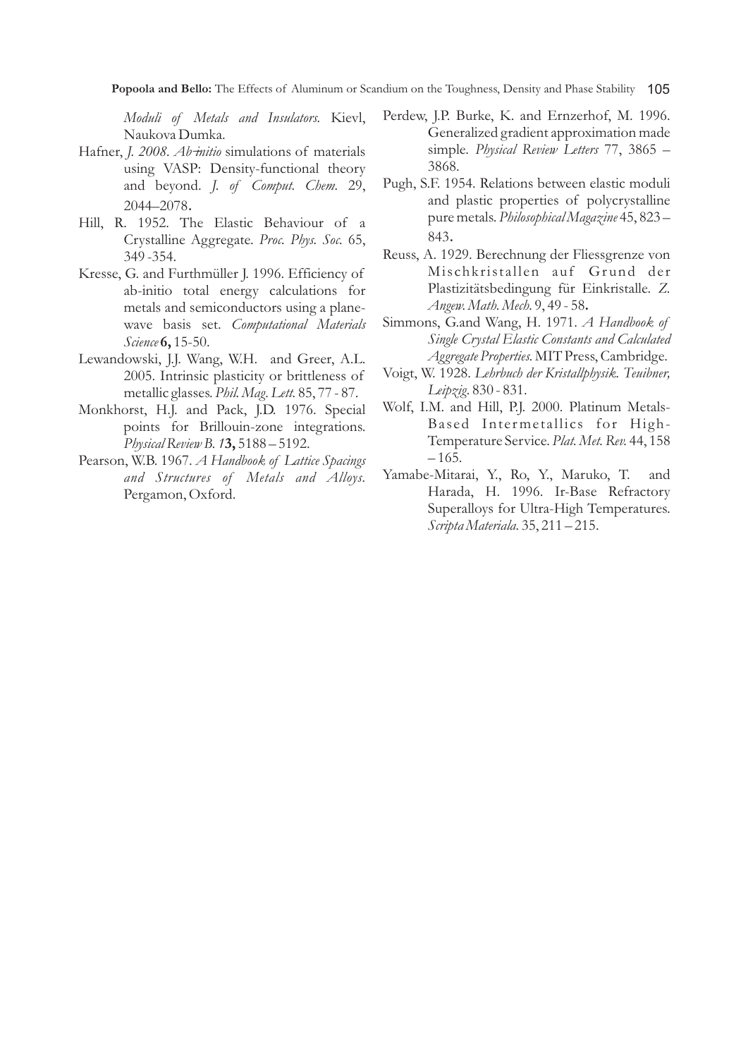*Moduli of Metals and Insulators*. Kievl, Naukova Dumka.

Hafner, *J. 2008*. *Ab-initio* simulations of materials using VASP: Density-functional theory and beyond. *J. of Comput. Chem.* 29, 2044–2078.

Hill, R. 1952. The Elastic Behaviour of a Crystalline Aggregate. *Proc. Phys. Soc.* 65, 349 -354.

Kresse, G. and Furthmüller J. 1996. Efficiency of ab-initio total energy calculations for metals and semiconductors using a plane-wave basis set. *Computational Materials Science* **6,** 15-50.

Lewandowski, J.J. Wang, W.H. and Greer, A.L. 2005. Intrinsic plasticity or brittleness of metallic glasses. *Phil. Mag. Lett.* 85, 77 - 87.

Monkhorst, H.J. and Pack, J.D. 1976. Special points for Brillouin-zone integrations. *Physical Review B. 1*3, 5188 – 5192.

Pearson, W.B. 1967. *A Handbook of Lattice Spacings and Structures of Metals and Alloys*. Pergamon, Oxford.

Perdew, J.P. Burke, K. and Ernzerhof, M. 1996. Generalized gradient approximation made simple. *Physical Review Letters* 77, 3865 – 3868.

Pugh, S.F. 1954. Relations between elastic moduli and plastic properties of polycrystalline pure metals. *Philosophical Magazine* 45, 823 – 843.

Reuss, A. 1929. Berechnung der Fliessgrenze von Mischkristallen auf Grund der Plastizitätsbedingung für Einkristalle. *Z. Angew. Math. Mech.* 9, 49 - 58.

Simmons, G.and Wang, H. 1971. *A Handbook of Single Crystal Elastic Constants and Calculated Aggregate Properties*. MIT Press, Cambridge.

Voigt, W. 1928. *Lehrbuch der Kristallphysik. Teuibner, Leipzig*. 830 - 831.

Wolf, I.M. and Hill, P.J. 2000. Platinum Metals-Based Intermetallics for High-Temperature Service. *Plat. Met. Rev.* 44, 158 – 165.

Yamabe-Mitarai, Y., Ro, Y., Maruko, T. and Harada, H. 1996. Ir-Base Refractory Superalloys for Ultra-High Temperatures. *Scripta Materiala*. 35, 211 – 215.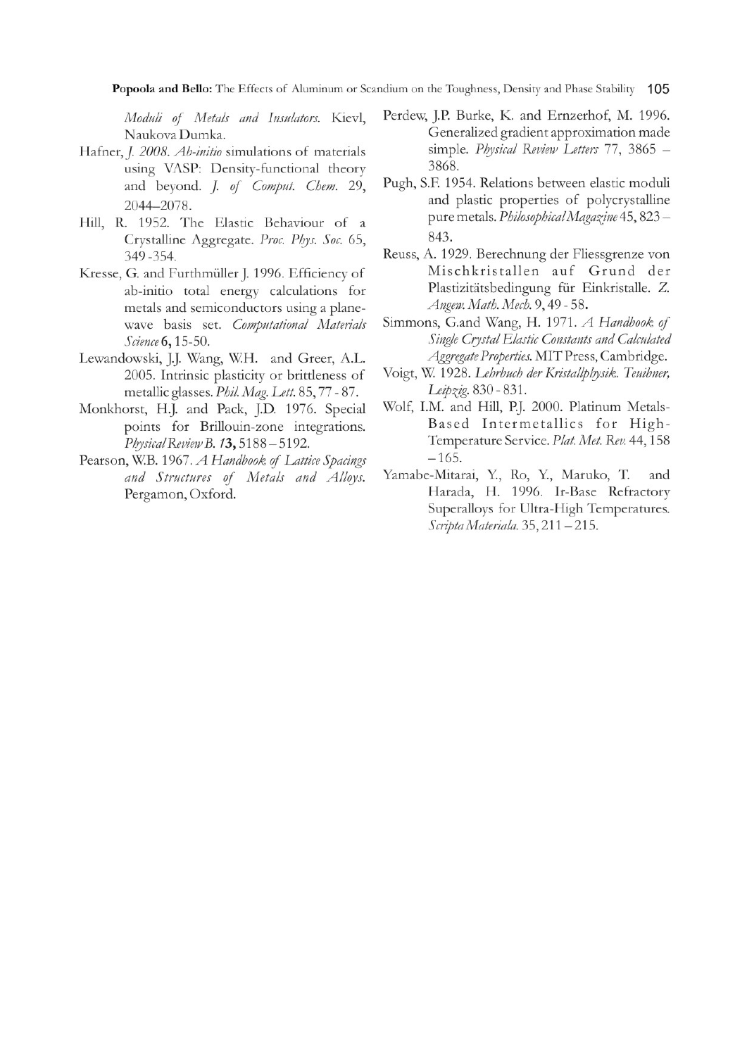*Moduli of Metals and Insulators.* Kievl, Naukova Dumka.

Hafner, *J. 2008. Ab-initio* simulations of materials using VASP: Density-functional theory and beyond. *J. of Comput. Chem.* 29, 2044–2078.

Hill, R. 1952. The Elastic Behaviour of a Crystalline Aggregate. *Proc. Phys. Soc.* 65, 349 -354.

Kresse, G. and Furthmüller J. 1996. Efficiency of ab-initio total energy calculations for metals and semiconductors using a plane-wave basis set. *Computational Materials Science* **6,** 15-50.

Lewandowski, J.J. Wang, W.H. and Greer, A.L. 2005. Intrinsic plasticity or brittleness of metallic glasses. *Phil. Mag. Lett.* 85, 77 - 87.

Monkhorst, H.J. and Pack, J.D. 1976. Special points for Brillouin-zone integrations. *Physical Review B.* **13,** 5188 – 5192.

Pearson, W.B. 1967. *A Handbook of Lattice Spacings and Structures of Metals and Alloys.* Pergamon, Oxford.

Perdew, J.P. Burke, K. and Ernzerhof, M. 1996. Generalized gradient approximation made simple. *Physical Review Letters* 77, 3865 – 3868.

Pugh, S.F. 1954. Relations between elastic moduli and plastic properties of polycrystalline pure metals. *Philosophical Magazine* 45, 823 – 843.

Reuss, A. 1929. Berechnung der Fliessgrenze von Mischkristallen auf Grund der Plastizitätsbedingung für Einkristalle. *Z. Angew. Math. Mech.* 9, 49 - 58.

Simmons, G.and Wang, H. 1971. *A Handbook of Single Crystal Elastic Constants and Calculated Aggregate Properties.* MIT Press, Cambridge.

Voigt, W. 1928. *Lehrbuch der Kristallphysik. Teuibner, Leipzig.* 830 - 831.

Wolf, I.M. and Hill, P.J. 2000. Platinum Metals-Based Intermetallics for High-Temperature Service. *Plat. Met. Rev.* 44, 158 – 165.

Yamabe-Mitarai, Y., Ro, Y., Maruko, T. and Harada, H. 1996. Ir-Base Refractory Superalloys for Ultra-High Temperatures. *Scripta Materiala.* 35, 211 – 215.